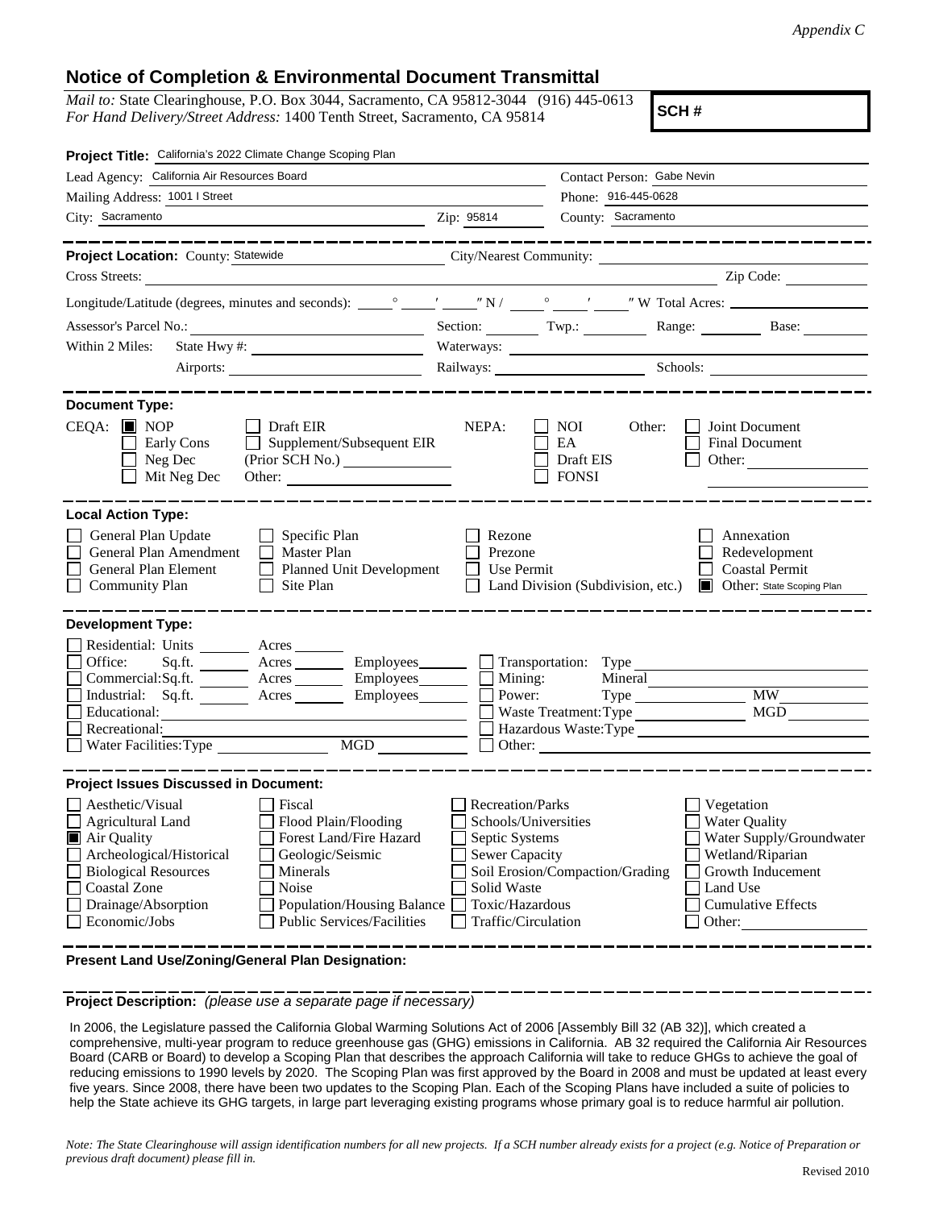*Appendix C*

## Notice of Completion & Environmental Document Transmittal

*Mail to:* State Clearinghouse, P.O. Box 3044, Sacramento, CA 95812-3044 (916) 445-0613
*For Hand Delivery/Street Address:* 1400 Tenth Street, Sacramento, CA 95814

**SCH #**

**Project Title:** California's 2022 Climate Change Scoping Plan

Lead Agency: California Air Resources Board
Contact Person: Gabe Nevin
Mailing Address: 1001 I Street
Phone: 916-445-0628
City: Sacramento Zip: 95814 County: Sacramento

---

**Project Location:** County: Statewide City/Nearest Community:
Cross Streets: Zip Code:
Longitude/Latitude (degrees, minutes and seconds): ° ′ ″ N / ° ′ ″ W Total Acres:
Assessor's Parcel No.: Section: Twp.: Range: Base:
Within 2 Miles: State Hwy #: Waterways:
Airports: Railways: Schools:

---

**Document Type:**

CEQA: ☒ NOP ☐ Draft EIR ☐ Early Cons ☐ Supplement/Subsequent EIR ☐ Neg Dec (Prior SCH No.) ☐ Mit Neg Dec Other:

NEPA: ☐ NOI ☐ EA ☐ Draft EIS ☐ FONSI

Other: ☐ Joint Document ☐ Final Document ☐ Other:

---

**Local Action Type:**

☐ General Plan Update ☐ Specific Plan ☐ Rezone ☐ Annexation
☐ General Plan Amendment ☐ Master Plan ☐ Prezone ☐ Redevelopment
☐ General Plan Element ☐ Planned Unit Development ☐ Use Permit ☐ Coastal Permit
☐ Community Plan ☐ Site Plan ☐ Land Division (Subdivision, etc.) ☒ Other: State Scoping Plan

---

**Development Type:**

☐ Residential: Units Acres
☐ Office: Sq.ft. Acres Employees
☐ Commercial: Sq.ft. Acres Employees
☐ Industrial: Sq.ft. Acres Employees
☐ Educational:
☐ Recreational:
☐ Water Facilities: Type MGD
☐ Transportation: Type
☐ Mining: Mineral
☐ Power: Type MW
☐ Waste Treatment: Type MGD
☐ Hazardous Waste: Type
☐ Other:

---

**Project Issues Discussed in Document:**

☐ Aesthetic/Visual ☐ Fiscal ☐ Recreation/Parks ☐ Vegetation
☐ Agricultural Land ☐ Flood Plain/Flooding ☐ Schools/Universities ☐ Water Quality
☒ Air Quality ☐ Forest Land/Fire Hazard ☐ Septic Systems ☐ Water Supply/Groundwater
☐ Archeological/Historical ☐ Geologic/Seismic ☐ Sewer Capacity ☐ Wetland/Riparian
☐ Biological Resources ☐ Minerals ☐ Soil Erosion/Compaction/Grading ☐ Growth Inducement
☐ Coastal Zone ☐ Noise ☐ Solid Waste ☐ Land Use
☐ Drainage/Absorption ☐ Population/Housing Balance ☐ Toxic/Hazardous ☐ Cumulative Effects
☐ Economic/Jobs ☐ Public Services/Facilities ☐ Traffic/Circulation ☐ Other:

---

**Present Land Use/Zoning/General Plan Designation:**

---

**Project Description:** *(please use a separate page if necessary)*

In 2006, the Legislature passed the California Global Warming Solutions Act of 2006 [Assembly Bill 32 (AB 32)], which created a comprehensive, multi-year program to reduce greenhouse gas (GHG) emissions in California. AB 32 required the California Air Resources Board (CARB or Board) to develop a Scoping Plan that describes the approach California will take to reduce GHGs to achieve the goal of reducing emissions to 1990 levels by 2020. The Scoping Plan was first approved by the Board in 2008 and must be updated at least every five years. Since 2008, there have been two updates to the Scoping Plan. Each of the Scoping Plans have included a suite of policies to help the State achieve its GHG targets, in large part leveraging existing programs whose primary goal is to reduce harmful air pollution.

*Note: The State Clearinghouse will assign identification numbers for all new projects. If a SCH number already exists for a project (e.g. Notice of Preparation or previous draft document) please fill in.*

Revised 2010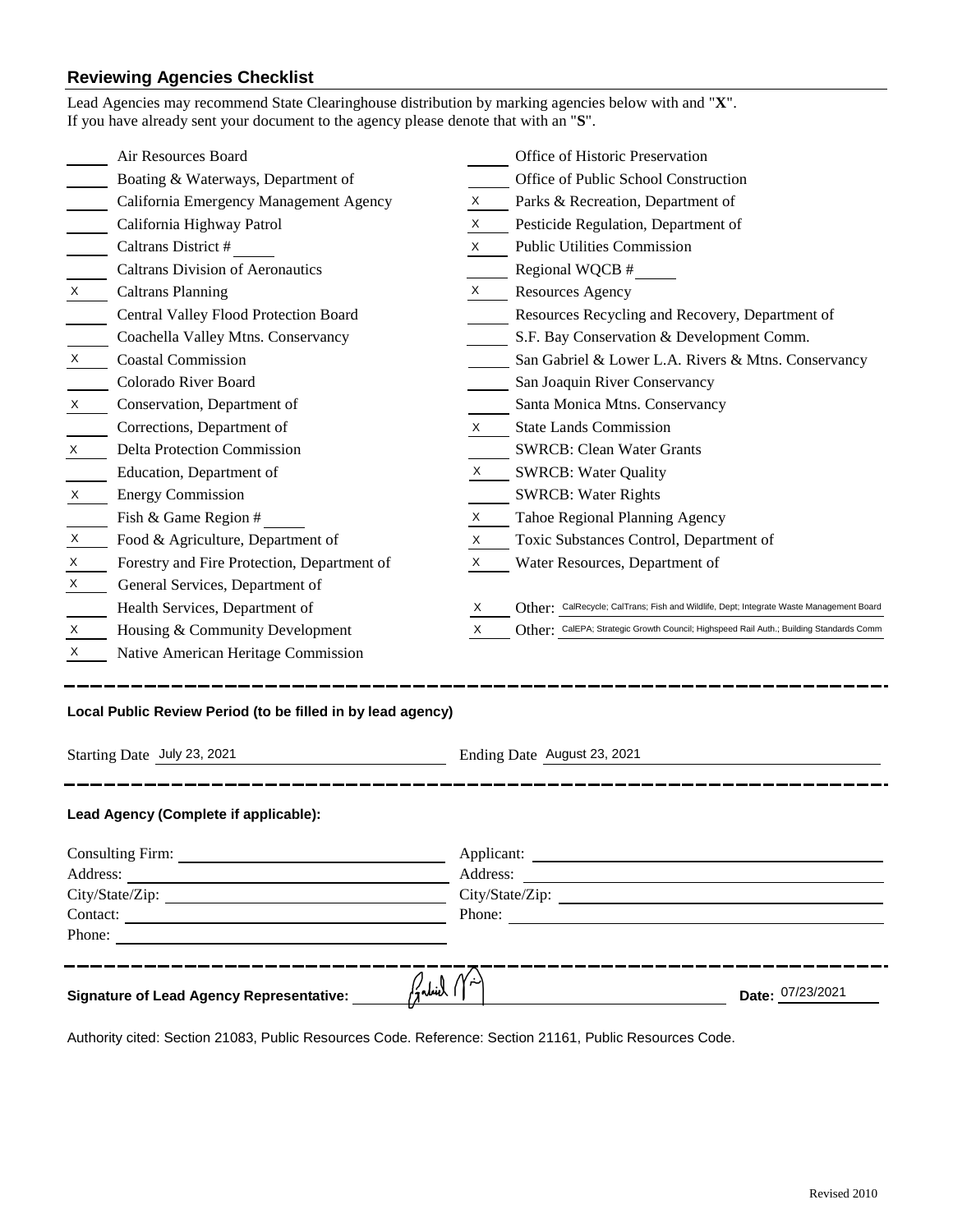## Reviewing Agencies Checklist

Lead Agencies may recommend State Clearinghouse distribution by marking agencies below with and "**X**".
If you have already sent your document to the agency please denote that with an "**S**".

| | | | |
|---|---|---|---|
| | Air Resources Board | | Office of Historic Preservation |
| | Boating & Waterways, Department of | | Office of Public School Construction |
| | California Emergency Management Agency | X | Parks & Recreation, Department of |
| | California Highway Patrol | X | Pesticide Regulation, Department of |
| | Caltrans District # | X | Public Utilities Commission |
| | Caltrans Division of Aeronautics | | Regional WQCB # |
| X | Caltrans Planning | X | Resources Agency |
| | Central Valley Flood Protection Board | | Resources Recycling and Recovery, Department of |
| | Coachella Valley Mtns. Conservancy | | S.F. Bay Conservation & Development Comm. |
| X | Coastal Commission | | San Gabriel & Lower L.A. Rivers & Mtns. Conservancy |
| | Colorado River Board | | San Joaquin River Conservancy |
| X | Conservation, Department of | | Santa Monica Mtns. Conservancy |
| | Corrections, Department of | X | State Lands Commission |
| X | Delta Protection Commission | | SWRCB: Clean Water Grants |
| | Education, Department of | X | SWRCB: Water Quality |
| X | Energy Commission | | SWRCB: Water Rights |
| | Fish & Game Region # | X | Tahoe Regional Planning Agency |
| X | Food & Agriculture, Department of | X | Toxic Substances Control, Department of |
| X | Forestry and Fire Protection, Department of | X | Water Resources, Department of |
| X | General Services, Department of | | |
| | Health Services, Department of | X | Other: CalRecycle; CalTrans; Fish and Wildlife, Dept; Integrate Waste Management Board |
| X | Housing & Community Development | X | Other: CalEPA; Strategic Growth Council; Highspeed Rail Auth.; Building Standards Comm |
| X | Native American Heritage Commission | | |

**Local Public Review Period (to be filled in by lead agency)**

Starting Date July 23, 2021 Ending Date August 23, 2021

**Lead Agency (Complete if applicable):**

Consulting Firm:
Address:
City/State/Zip:
Contact:
Phone:

Applicant:
Address:
City/State/Zip:
Phone:

**Signature of Lead Agency Representative:** Gabriel [signature] **Date:** 07/23/2021

Authority cited: Section 21083, Public Resources Code. Reference: Section 21161, Public Resources Code.

Revised 2010